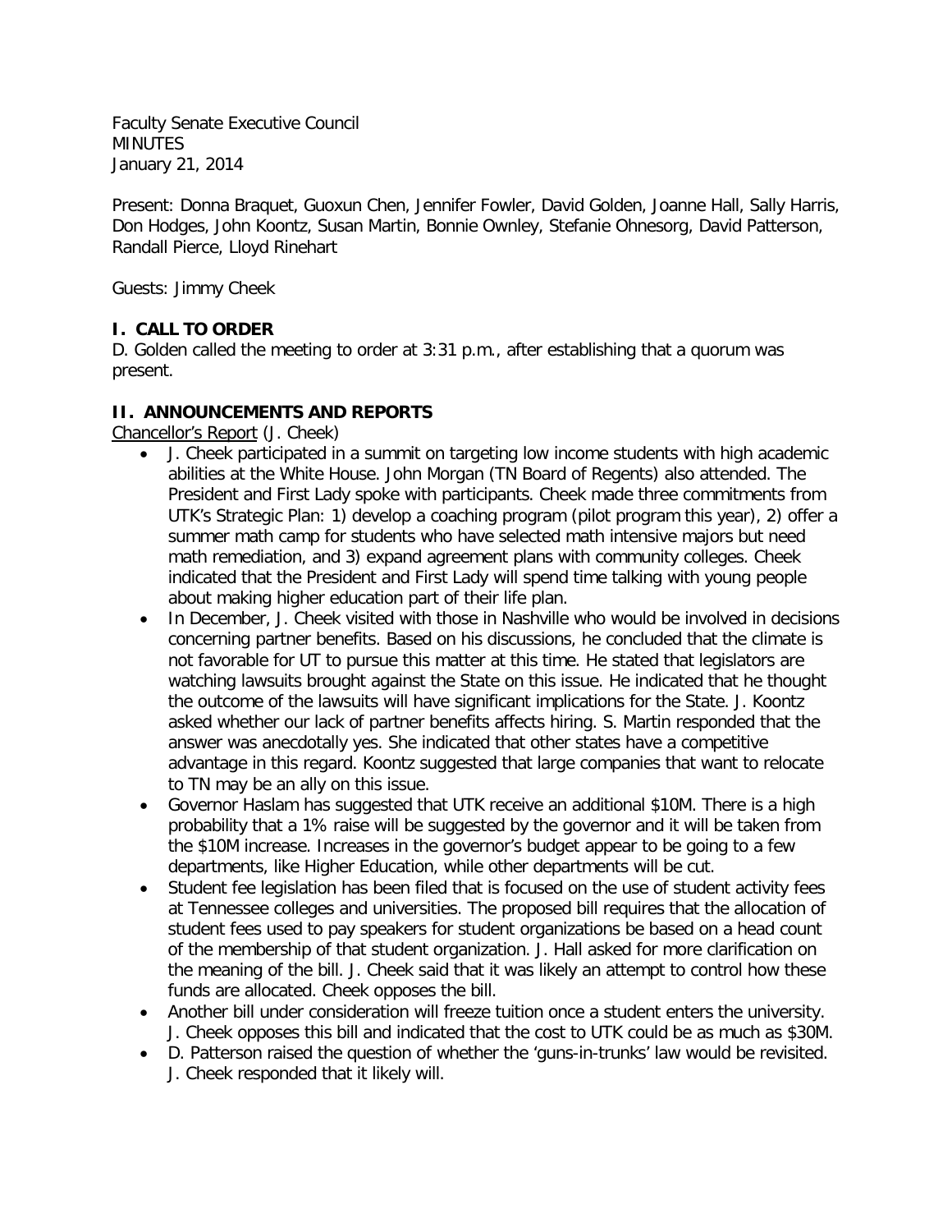Faculty Senate Executive Council
MINUTES
January 21, 2014

Present: Donna Braquet, Guoxun Chen, Jennifer Fowler, David Golden, Joanne Hall, Sally Harris, Don Hodges, John Koontz, Susan Martin, Bonnie Ownley, Stefanie Ohnesorg, David Patterson, Randall Pierce, Lloyd Rinehart

Guests: Jimmy Cheek

## I. CALL TO ORDER

D. Golden called the meeting to order at 3:31 p.m., after establishing that a quorum was present.

## II. ANNOUNCEMENTS AND REPORTS

Chancellor's Report (J. Cheek)

- J. Cheek participated in a summit on targeting low income students with high academic abilities at the White House. John Morgan (TN Board of Regents) also attended. The President and First Lady spoke with participants. Cheek made three commitments from UTK's Strategic Plan: 1) develop a coaching program (pilot program this year), 2) offer a summer math camp for students who have selected math intensive majors but need math remediation, and 3) expand agreement plans with community colleges. Cheek indicated that the President and First Lady will spend time talking with young people about making higher education part of their life plan.
- In December, J. Cheek visited with those in Nashville who would be involved in decisions concerning partner benefits. Based on his discussions, he concluded that the climate is not favorable for UT to pursue this matter at this time. He stated that legislators are watching lawsuits brought against the State on this issue. He indicated that he thought the outcome of the lawsuits will have significant implications for the State. J. Koontz asked whether our lack of partner benefits affects hiring. S. Martin responded that the answer was anecdotally yes. She indicated that other states have a competitive advantage in this regard. Koontz suggested that large companies that want to relocate to TN may be an ally on this issue.
- Governor Haslam has suggested that UTK receive an additional $10M. There is a high probability that a 1% raise will be suggested by the governor and it will be taken from the $10M increase. Increases in the governor's budget appear to be going to a few departments, like Higher Education, while other departments will be cut.
- Student fee legislation has been filed that is focused on the use of student activity fees at Tennessee colleges and universities. The proposed bill requires that the allocation of student fees used to pay speakers for student organizations be based on a head count of the membership of that student organization. J. Hall asked for more clarification on the meaning of the bill. J. Cheek said that it was likely an attempt to control how these funds are allocated. Cheek opposes the bill.
- Another bill under consideration will freeze tuition once a student enters the university. J. Cheek opposes this bill and indicated that the cost to UTK could be as much as $30M.
- D. Patterson raised the question of whether the 'guns-in-trunks' law would be revisited. J. Cheek responded that it likely will.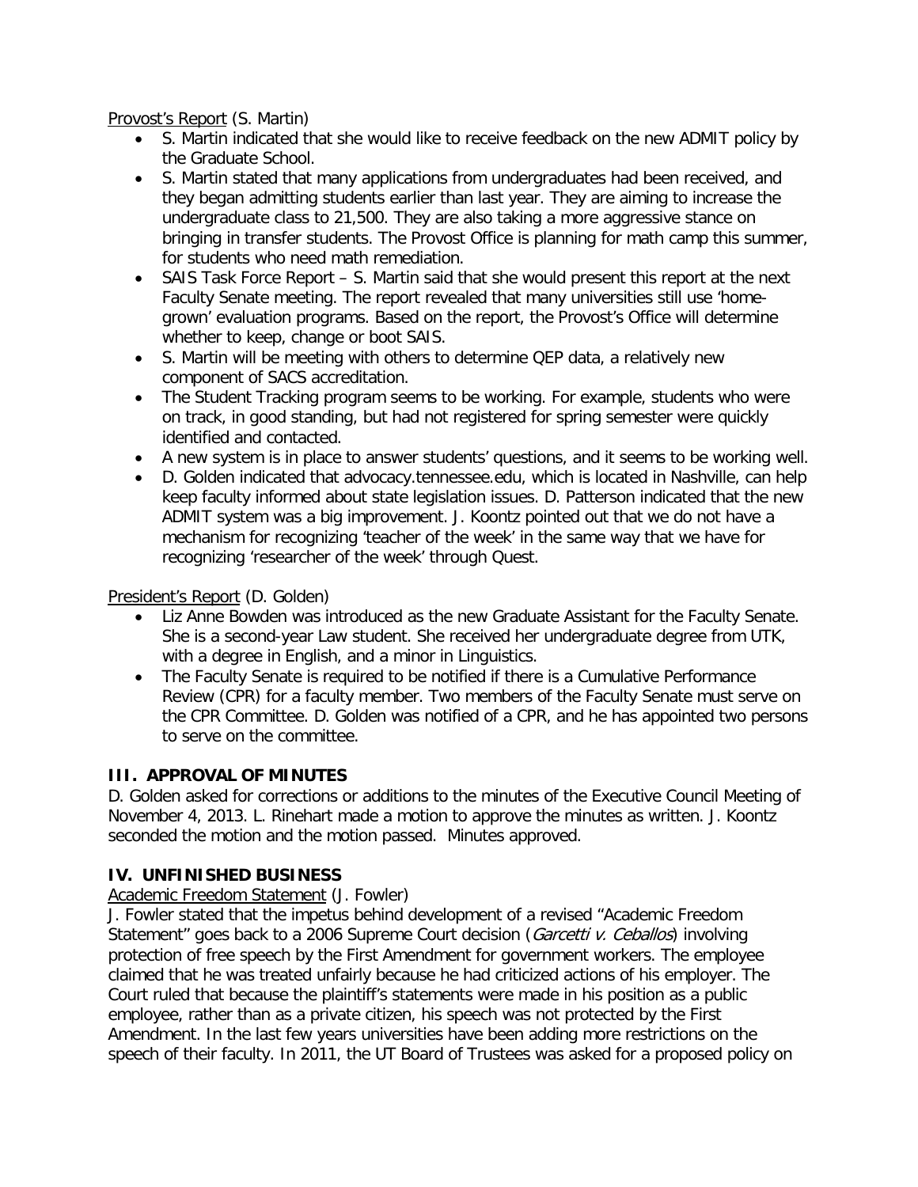Provost's Report (S. Martin)

- S. Martin indicated that she would like to receive feedback on the new ADMIT policy by the Graduate School.
- S. Martin stated that many applications from undergraduates had been received, and they began admitting students earlier than last year. They are aiming to increase the undergraduate class to 21,500. They are also taking a more aggressive stance on bringing in transfer students. The Provost Office is planning for math camp this summer, for students who need math remediation.
- SAIS Task Force Report – S. Martin said that she would present this report at the next Faculty Senate meeting. The report revealed that many universities still use 'home-grown' evaluation programs. Based on the report, the Provost's Office will determine whether to keep, change or boot SAIS.
- S. Martin will be meeting with others to determine QEP data, a relatively new component of SACS accreditation.
- The Student Tracking program seems to be working. For example, students who were on track, in good standing, but had not registered for spring semester were quickly identified and contacted.
- A new system is in place to answer students' questions, and it seems to be working well.
- D. Golden indicated that advocacy.tennessee.edu, which is located in Nashville, can help keep faculty informed about state legislation issues. D. Patterson indicated that the new ADMIT system was a big improvement. J. Koontz pointed out that we do not have a mechanism for recognizing 'teacher of the week' in the same way that we have for recognizing 'researcher of the week' through Quest.

President's Report (D. Golden)

- Liz Anne Bowden was introduced as the new Graduate Assistant for the Faculty Senate. She is a second-year Law student. She received her undergraduate degree from UTK, with a degree in English, and a minor in Linguistics.
- The Faculty Senate is required to be notified if there is a Cumulative Performance Review (CPR) for a faculty member. Two members of the Faculty Senate must serve on the CPR Committee. D. Golden was notified of a CPR, and he has appointed two persons to serve on the committee.

## III. APPROVAL OF MINUTES

D. Golden asked for corrections or additions to the minutes of the Executive Council Meeting of November 4, 2013. L. Rinehart made a motion to approve the minutes as written. J. Koontz seconded the motion and the motion passed. Minutes approved.

## IV. UNFINISHED BUSINESS

Academic Freedom Statement (J. Fowler)

J. Fowler stated that the impetus behind development of a revised "Academic Freedom Statement" goes back to a 2006 Supreme Court decision (*Garcetti v. Ceballos*) involving protection of free speech by the First Amendment for government workers. The employee claimed that he was treated unfairly because he had criticized actions of his employer. The Court ruled that because the plaintiff's statements were made in his position as a public employee, rather than as a private citizen, his speech was not protected by the First Amendment. In the last few years universities have been adding more restrictions on the speech of their faculty. In 2011, the UT Board of Trustees was asked for a proposed policy on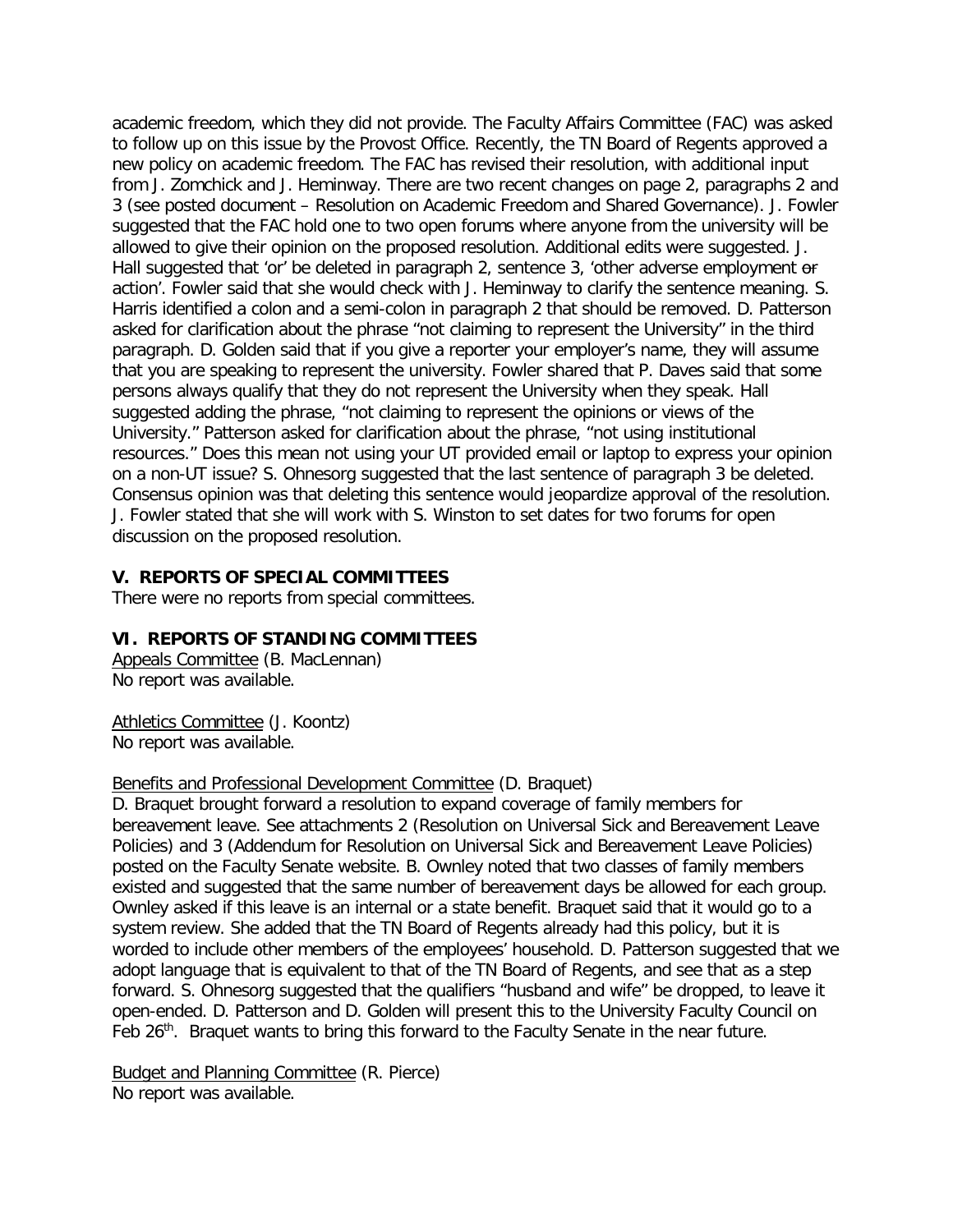academic freedom, which they did not provide. The Faculty Affairs Committee (FAC) was asked to follow up on this issue by the Provost Office. Recently, the TN Board of Regents approved a new policy on academic freedom. The FAC has revised their resolution, with additional input from J. Zomchick and J. Heminway. There are two recent changes on page 2, paragraphs 2 and 3 (see posted document – Resolution on Academic Freedom and Shared Governance). J. Fowler suggested that the FAC hold one to two open forums where anyone from the university will be allowed to give their opinion on the proposed resolution. Additional edits were suggested. J. Hall suggested that 'or' be deleted in paragraph 2, sentence 3, 'other adverse employment ~~or~~ action'. Fowler said that she would check with J. Heminway to clarify the sentence meaning. S. Harris identified a colon and a semi-colon in paragraph 2 that should be removed. D. Patterson asked for clarification about the phrase "not claiming to represent the University" in the third paragraph. D. Golden said that if you give a reporter your employer's name, they will assume that you are speaking to represent the university. Fowler shared that P. Daves said that some persons always qualify that they do not represent the University when they speak. Hall suggested adding the phrase, "not claiming to represent the opinions or views of the University." Patterson asked for clarification about the phrase, "not using institutional resources." Does this mean not using your UT provided email or laptop to express your opinion on a non-UT issue? S. Ohnesorg suggested that the last sentence of paragraph 3 be deleted. Consensus opinion was that deleting this sentence would jeopardize approval of the resolution. J. Fowler stated that she will work with S. Winston to set dates for two forums for open discussion on the proposed resolution.

## V. REPORTS OF SPECIAL COMMITTEES

There were no reports from special committees.

## VI. REPORTS OF STANDING COMMITTEES

Appeals Committee (B. MacLennan)
No report was available.

Athletics Committee (J. Koontz)
No report was available.

Benefits and Professional Development Committee (D. Braquet)
D. Braquet brought forward a resolution to expand coverage of family members for bereavement leave. See attachments 2 (Resolution on Universal Sick and Bereavement Leave Policies) and 3 (Addendum for Resolution on Universal Sick and Bereavement Leave Policies) posted on the Faculty Senate website. B. Ownley noted that two classes of family members existed and suggested that the same number of bereavement days be allowed for each group. Ownley asked if this leave is an internal or a state benefit. Braquet said that it would go to a system review. She added that the TN Board of Regents already had this policy, but it is worded to include other members of the employees' household. D. Patterson suggested that we adopt language that is equivalent to that of the TN Board of Regents, and see that as a step forward. S. Ohnesorg suggested that the qualifiers "husband and wife" be dropped, to leave it open-ended. D. Patterson and D. Golden will present this to the University Faculty Council on Feb 26th. Braquet wants to bring this forward to the Faculty Senate in the near future.

Budget and Planning Committee (R. Pierce)
No report was available.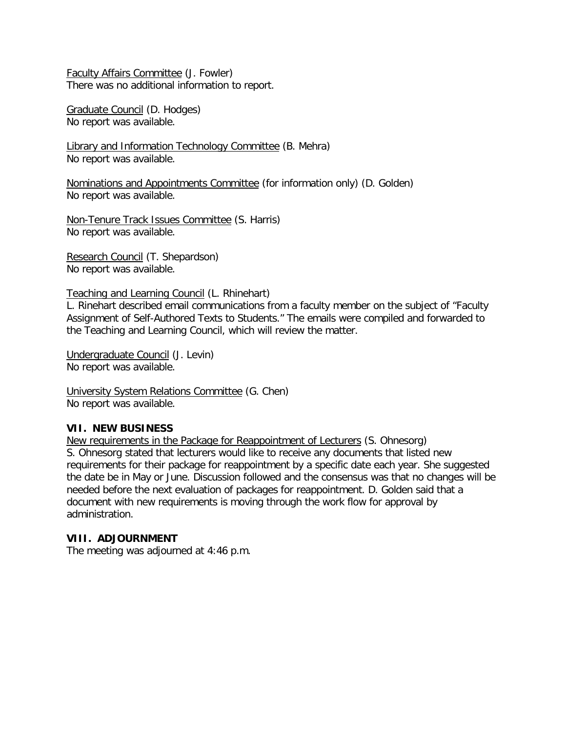Faculty Affairs Committee (J. Fowler)
There was no additional information to report.

Graduate Council (D. Hodges)
No report was available.

Library and Information Technology Committee (B. Mehra)
No report was available.

Nominations and Appointments Committee (for information only) (D. Golden)
No report was available.

Non-Tenure Track Issues Committee (S. Harris)
No report was available.

Research Council (T. Shepardson)
No report was available.

Teaching and Learning Council (L. Rhinehart)
L. Rinehart described email communications from a faculty member on the subject of "Faculty Assignment of Self-Authored Texts to Students." The emails were compiled and forwarded to the Teaching and Learning Council, which will review the matter.

Undergraduate Council (J. Levin)
No report was available.

University System Relations Committee (G. Chen)
No report was available.

## VII. NEW BUSINESS

New requirements in the Package for Reappointment of Lecturers (S. Ohnesorg)
S. Ohnesorg stated that lecturers would like to receive any documents that listed new requirements for their package for reappointment by a specific date each year. She suggested the date be in May or June. Discussion followed and the consensus was that no changes will be needed before the next evaluation of packages for reappointment. D. Golden said that a document with new requirements is moving through the work flow for approval by administration.

## VIII. ADJOURNMENT

The meeting was adjourned at 4:46 p.m.